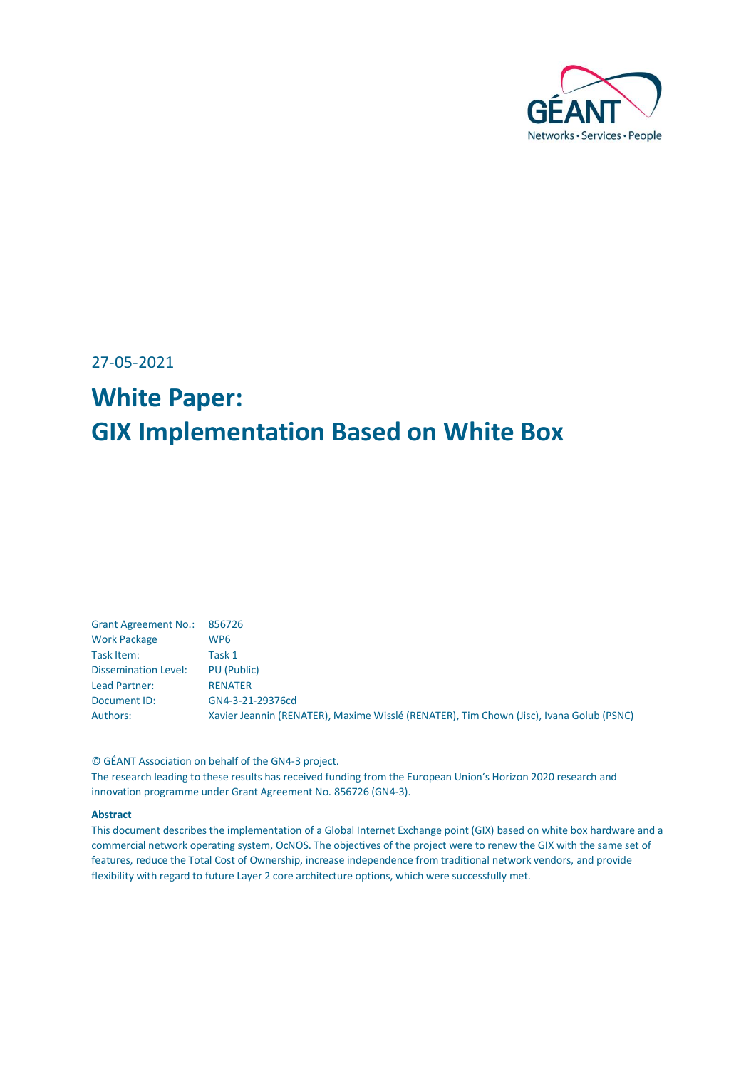27-05-2021

# White Paper: GIX Implementation Based on White Box

| | |
|---|---|
| Grant Agreement No.: | 856726 |
| Work Package | WP6 |
| Task Item: | Task 1 |
| Dissemination Level: | PU (Public) |
| Lead Partner: | RENATER |
| Document ID: | GN4-3-21-29376cd |
| Authors: | Xavier Jeannin (RENATER), Maxime Wisslé (RENATER), Tim Chown (Jisc), Ivana Golub (PSNC) |

© GÉANT Association on behalf of the GN4-3 project.
The research leading to these results has received funding from the European Union's Horizon 2020 research and innovation programme under Grant Agreement No. 856726 (GN4-3).

**Abstract**

This document describes the implementation of a Global Internet Exchange point (GIX) based on white box hardware and a commercial network operating system, OcNOS. The objectives of the project were to renew the GIX with the same set of features, reduce the Total Cost of Ownership, increase independence from traditional network vendors, and provide flexibility with regard to future Layer 2 core architecture options, which were successfully met.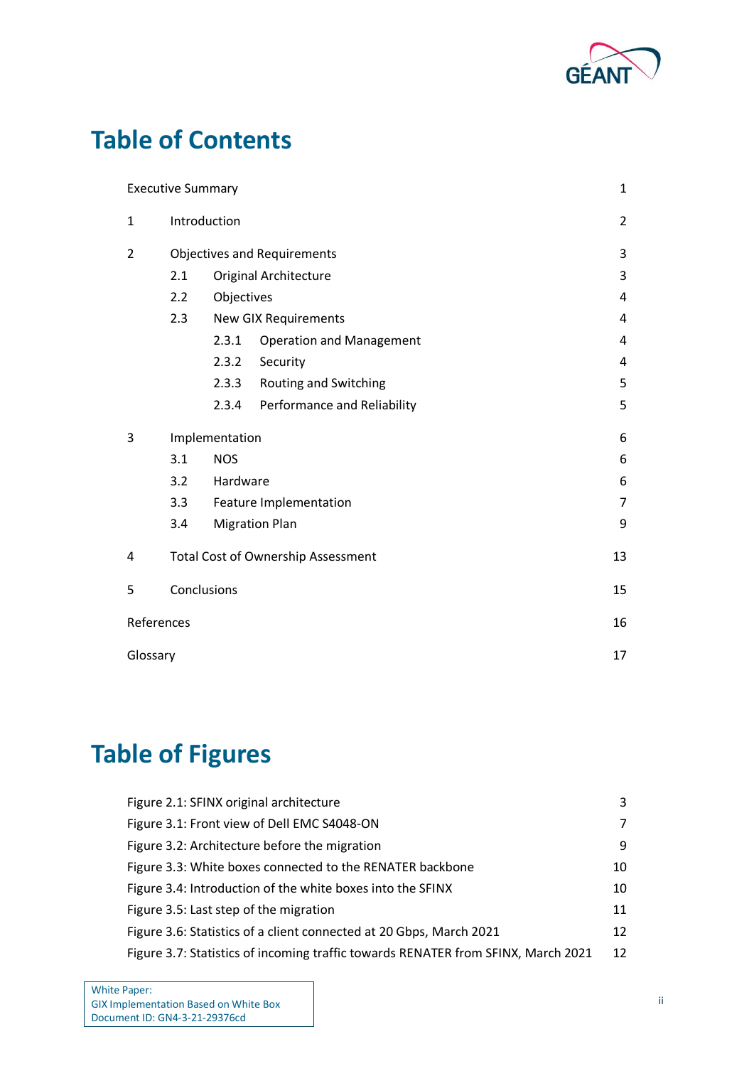# Table of Contents

Executive Summary 1

1 Introduction 2

2 Objectives and Requirements 3

- 2.1 Original Architecture 3
- 2.2 Objectives 4
- 2.3 New GIX Requirements 4
  - 2.3.1 Operation and Management 4
  - 2.3.2 Security 4
  - 2.3.3 Routing and Switching 5
  - 2.3.4 Performance and Reliability 5

3 Implementation 6

- 3.1 NOS 6
- 3.2 Hardware 6
- 3.3 Feature Implementation 7
- 3.4 Migration Plan 9

4 Total Cost of Ownership Assessment 13

5 Conclusions 15

References 16

Glossary 17

# Table of Figures

Figure 2.1: SFINX original architecture 3

Figure 3.1: Front view of Dell EMC S4048-ON 7

Figure 3.2: Architecture before the migration 9

Figure 3.3: White boxes connected to the RENATER backbone 10

Figure 3.4: Introduction of the white boxes into the SFINX 10

Figure 3.5: Last step of the migration 11

Figure 3.6: Statistics of a client connected at 20 Gbps, March 2021 12

Figure 3.7: Statistics of incoming traffic towards RENATER from SFINX, March 2021 12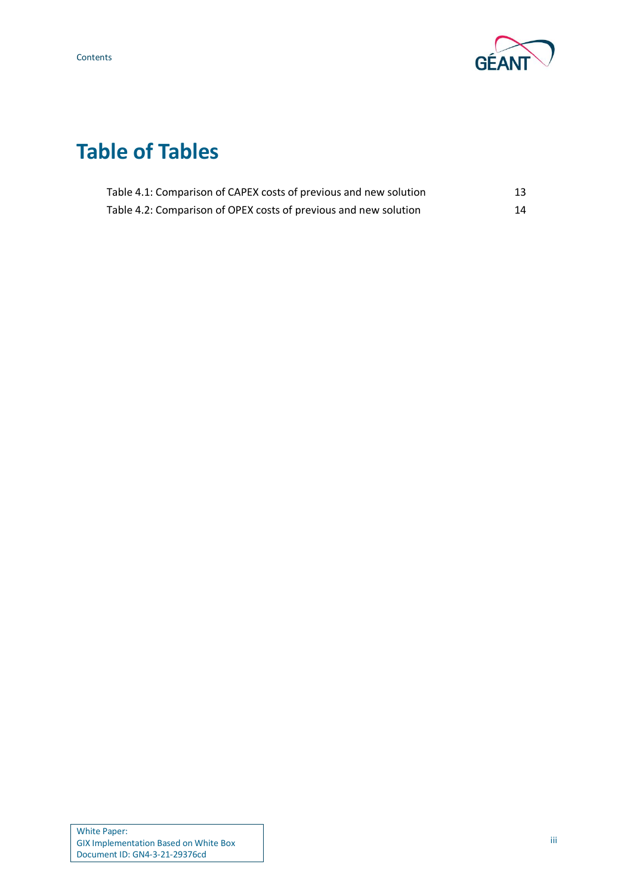# Table of Tables

Table 4.1: Comparison of CAPEX costs of previous and new solution 13

Table 4.2: Comparison of OPEX costs of previous and new solution 14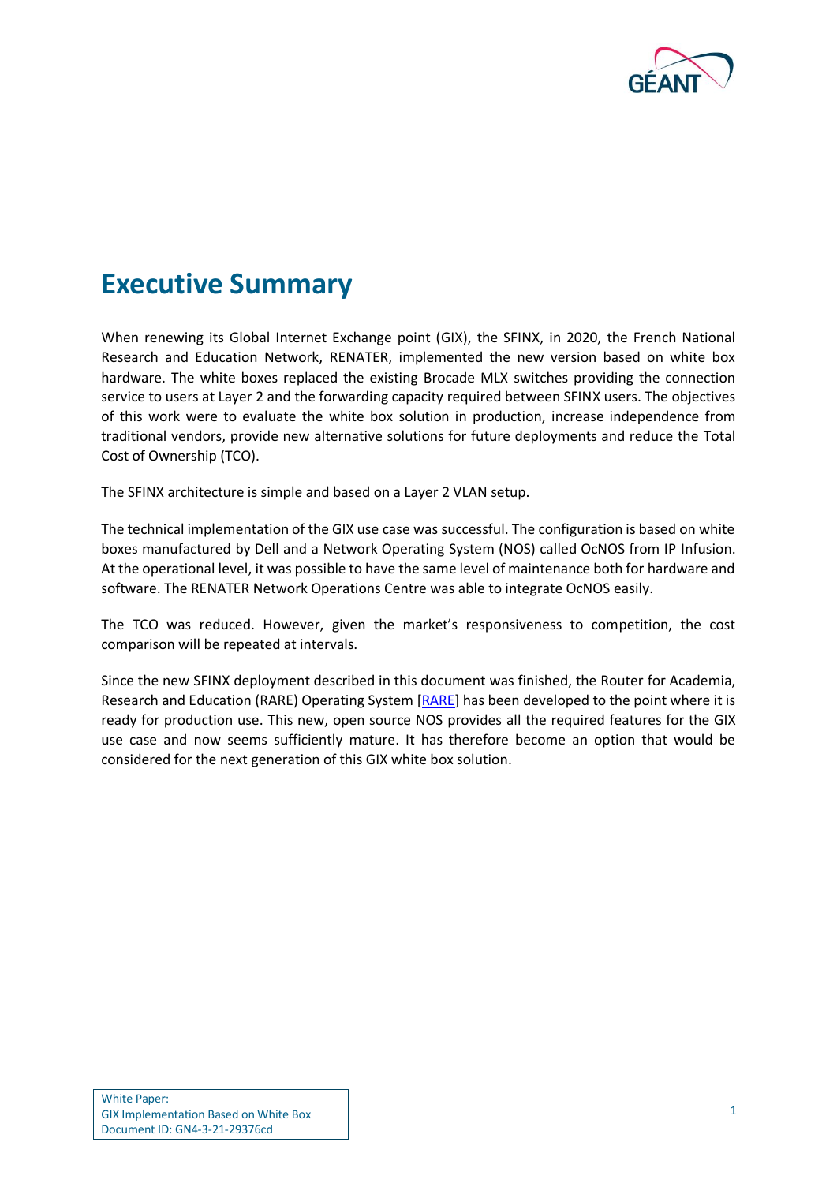# Executive Summary

When renewing its Global Internet Exchange point (GIX), the SFINX, in 2020, the French National Research and Education Network, RENATER, implemented the new version based on white box hardware. The white boxes replaced the existing Brocade MLX switches providing the connection service to users at Layer 2 and the forwarding capacity required between SFINX users. The objectives of this work were to evaluate the white box solution in production, increase independence from traditional vendors, provide new alternative solutions for future deployments and reduce the Total Cost of Ownership (TCO).

The SFINX architecture is simple and based on a Layer 2 VLAN setup.

The technical implementation of the GIX use case was successful. The configuration is based on white boxes manufactured by Dell and a Network Operating System (NOS) called OcNOS from IP Infusion. At the operational level, it was possible to have the same level of maintenance both for hardware and software. The RENATER Network Operations Centre was able to integrate OcNOS easily.

The TCO was reduced. However, given the market's responsiveness to competition, the cost comparison will be repeated at intervals.

Since the new SFINX deployment described in this document was finished, the Router for Academia, Research and Education (RARE) Operating System [RARE] has been developed to the point where it is ready for production use. This new, open source NOS provides all the required features for the GIX use case and now seems sufficiently mature. It has therefore become an option that would be considered for the next generation of this GIX white box solution.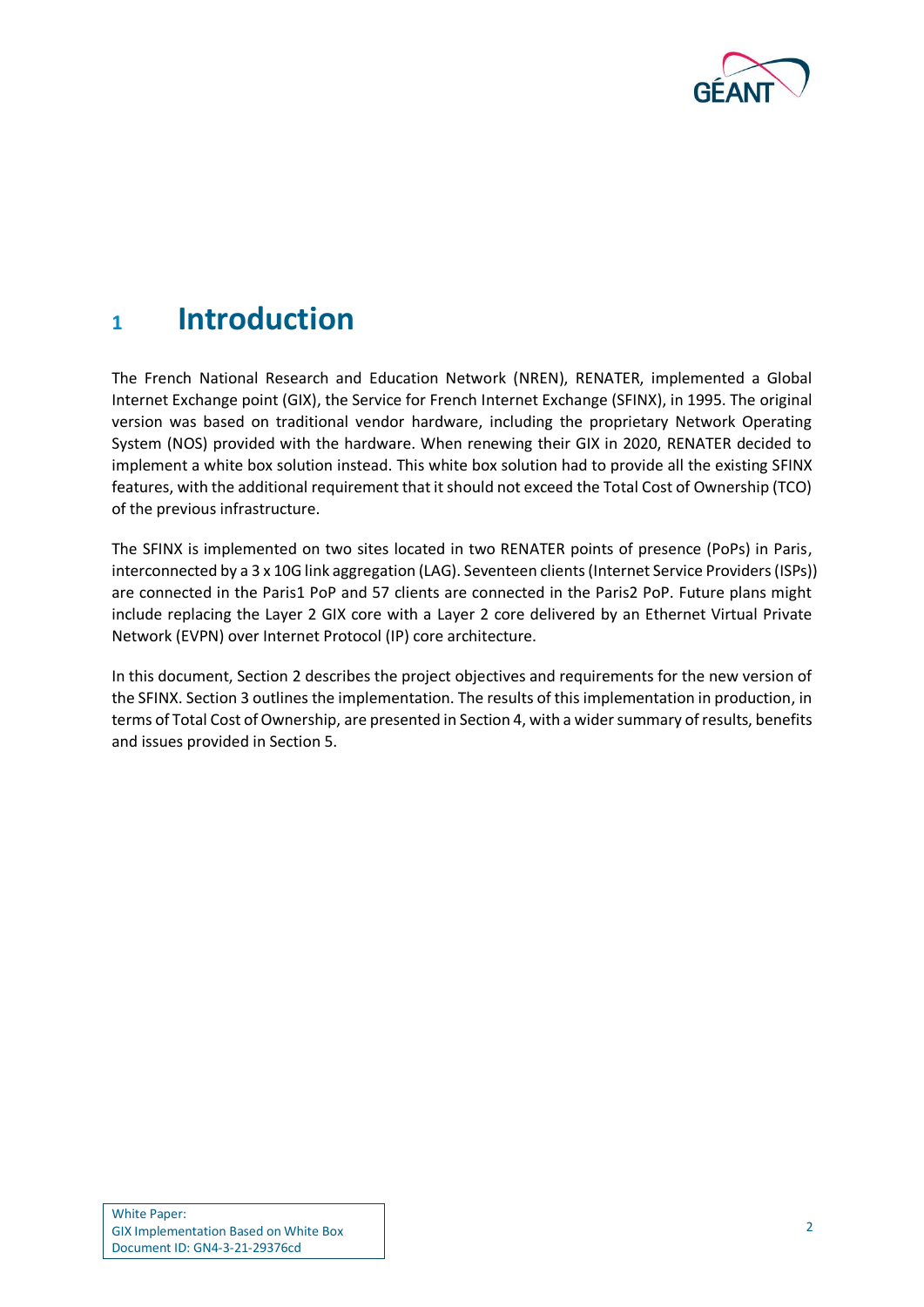# 1 Introduction

The French National Research and Education Network (NREN), RENATER, implemented a Global Internet Exchange point (GIX), the Service for French Internet Exchange (SFINX), in 1995. The original version was based on traditional vendor hardware, including the proprietary Network Operating System (NOS) provided with the hardware. When renewing their GIX in 2020, RENATER decided to implement a white box solution instead. This white box solution had to provide all the existing SFINX features, with the additional requirement that it should not exceed the Total Cost of Ownership (TCO) of the previous infrastructure.

The SFINX is implemented on two sites located in two RENATER points of presence (PoPs) in Paris, interconnected by a 3 x 10G link aggregation (LAG). Seventeen clients (Internet Service Providers (ISPs)) are connected in the Paris1 PoP and 57 clients are connected in the Paris2 PoP. Future plans might include replacing the Layer 2 GIX core with a Layer 2 core delivered by an Ethernet Virtual Private Network (EVPN) over Internet Protocol (IP) core architecture.

In this document, Section 2 describes the project objectives and requirements for the new version of the SFINX. Section 3 outlines the implementation. The results of this implementation in production, in terms of Total Cost of Ownership, are presented in Section 4, with a wider summary of results, benefits and issues provided in Section 5.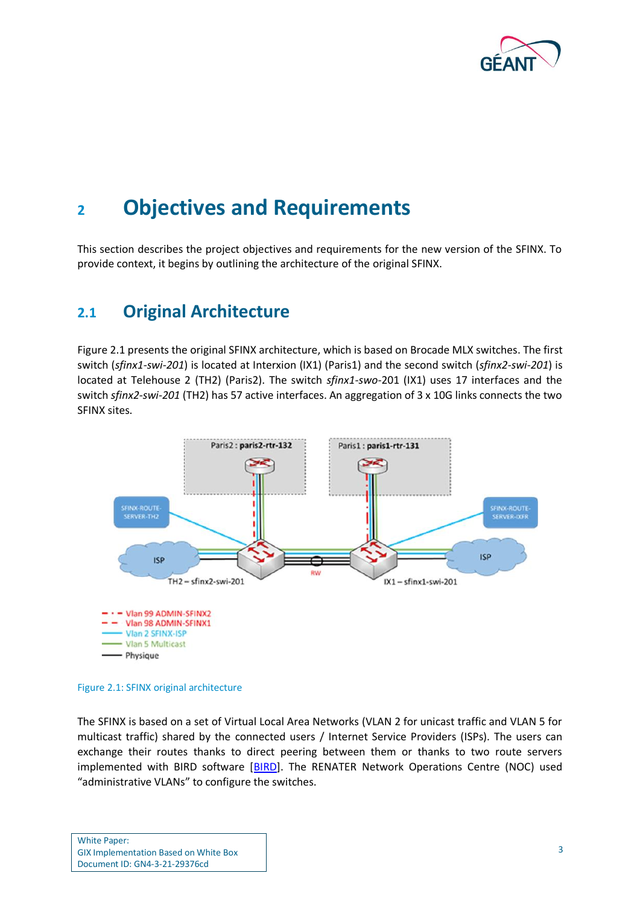# 2 Objectives and Requirements

This section describes the project objectives and requirements for the new version of the SFINX. To provide context, it begins by outlining the architecture of the original SFINX.

## 2.1 Original Architecture

Figure 2.1 presents the original SFINX architecture, which is based on Brocade MLX switches. The first switch (*sfinx1-swi-201*) is located at Interxion (IX1) (Paris1) and the second switch (*sfinx2-swi-201*) is located at Telehouse 2 (TH2) (Paris2). The switch *sfinx1-swo*-201 (IX1) uses 17 interfaces and the switch *sfinx2-swi-201* (TH2) has 57 active interfaces. An aggregation of 3 x 10G links connects the two SFINX sites.

Figure 2.1: SFINX original architecture

The SFINX is based on a set of Virtual Local Area Networks (VLAN 2 for unicast traffic and VLAN 5 for multicast traffic) shared by the connected users / Internet Service Providers (ISPs). The users can exchange their routes thanks to direct peering between them or thanks to two route servers implemented with BIRD software [BIRD]. The RENATER Network Operations Centre (NOC) used "administrative VLANs" to configure the switches.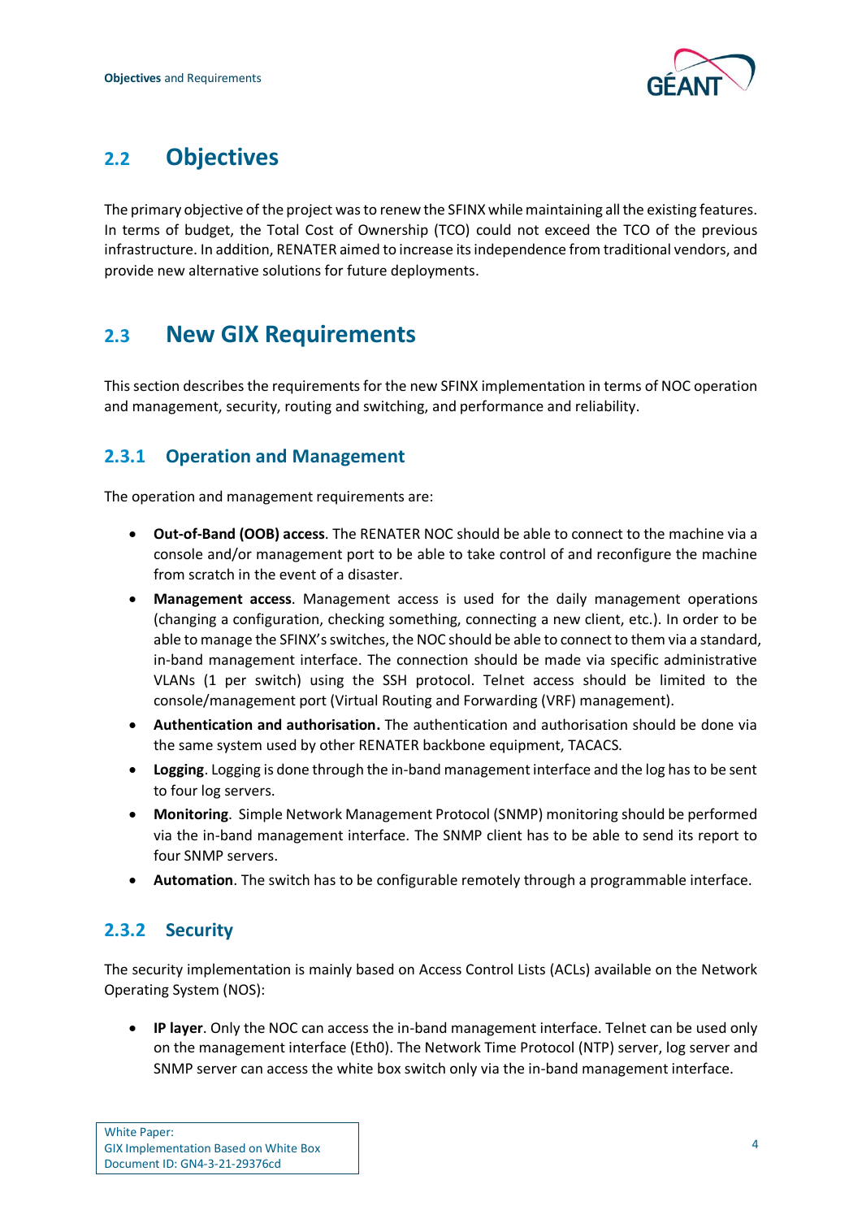## 2.2 Objectives

The primary objective of the project was to renew the SFINX while maintaining all the existing features. In terms of budget, the Total Cost of Ownership (TCO) could not exceed the TCO of the previous infrastructure. In addition, RENATER aimed to increase its independence from traditional vendors, and provide new alternative solutions for future deployments.

## 2.3 New GIX Requirements

This section describes the requirements for the new SFINX implementation in terms of NOC operation and management, security, routing and switching, and performance and reliability.

### 2.3.1 Operation and Management

The operation and management requirements are:

- **Out-of-Band (OOB) access**. The RENATER NOC should be able to connect to the machine via a console and/or management port to be able to take control of and reconfigure the machine from scratch in the event of a disaster.
- **Management access**. Management access is used for the daily management operations (changing a configuration, checking something, connecting a new client, etc.). In order to be able to manage the SFINX's switches, the NOC should be able to connect to them via a standard, in-band management interface. The connection should be made via specific administrative VLANs (1 per switch) using the SSH protocol. Telnet access should be limited to the console/management port (Virtual Routing and Forwarding (VRF) management).
- **Authentication and authorisation.** The authentication and authorisation should be done via the same system used by other RENATER backbone equipment, TACACS.
- **Logging**. Logging is done through the in-band management interface and the log has to be sent to four log servers.
- **Monitoring**. Simple Network Management Protocol (SNMP) monitoring should be performed via the in-band management interface. The SNMP client has to be able to send its report to four SNMP servers.
- **Automation**. The switch has to be configurable remotely through a programmable interface.

### 2.3.2 Security

The security implementation is mainly based on Access Control Lists (ACLs) available on the Network Operating System (NOS):

- **IP layer**. Only the NOC can access the in-band management interface. Telnet can be used only on the management interface (Eth0). The Network Time Protocol (NTP) server, log server and SNMP server can access the white box switch only via the in-band management interface.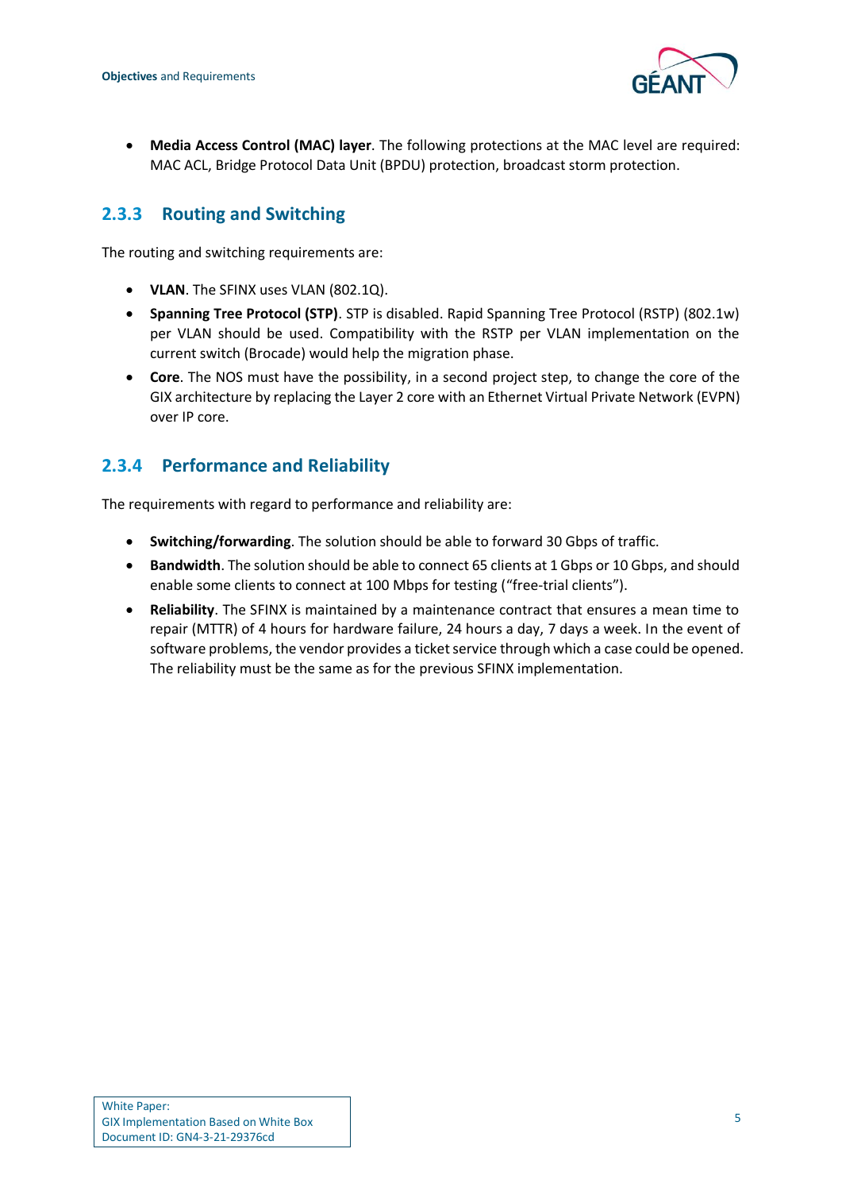- **Media Access Control (MAC) layer**. The following protections at the MAC level are required: MAC ACL, Bridge Protocol Data Unit (BPDU) protection, broadcast storm protection.

### 2.3.3 Routing and Switching

The routing and switching requirements are:

- **VLAN**. The SFINX uses VLAN (802.1Q).
- **Spanning Tree Protocol (STP)**. STP is disabled. Rapid Spanning Tree Protocol (RSTP) (802.1w) per VLAN should be used. Compatibility with the RSTP per VLAN implementation on the current switch (Brocade) would help the migration phase.
- **Core**. The NOS must have the possibility, in a second project step, to change the core of the GIX architecture by replacing the Layer 2 core with an Ethernet Virtual Private Network (EVPN) over IP core.

### 2.3.4 Performance and Reliability

The requirements with regard to performance and reliability are:

- **Switching/forwarding**. The solution should be able to forward 30 Gbps of traffic.
- **Bandwidth**. The solution should be able to connect 65 clients at 1 Gbps or 10 Gbps, and should enable some clients to connect at 100 Mbps for testing ("free-trial clients").
- **Reliability**. The SFINX is maintained by a maintenance contract that ensures a mean time to repair (MTTR) of 4 hours for hardware failure, 24 hours a day, 7 days a week. In the event of software problems, the vendor provides a ticket service through which a case could be opened. The reliability must be the same as for the previous SFINX implementation.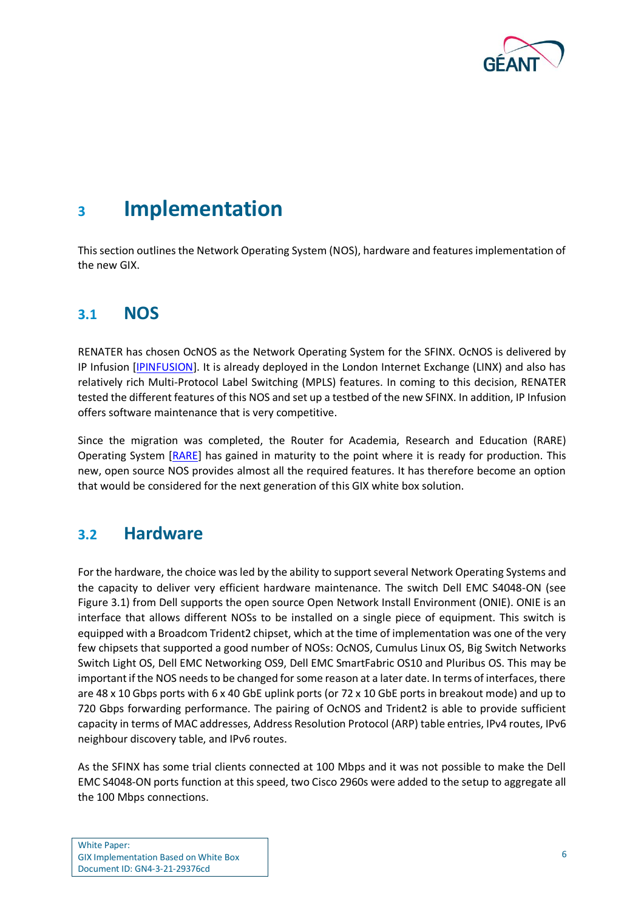# 3 Implementation

This section outlines the Network Operating System (NOS), hardware and features implementation of the new GIX.

## 3.1 NOS

RENATER has chosen OcNOS as the Network Operating System for the SFINX. OcNOS is delivered by IP Infusion [IPINFUSION]. It is already deployed in the London Internet Exchange (LINX) and also has relatively rich Multi-Protocol Label Switching (MPLS) features. In coming to this decision, RENATER tested the different features of this NOS and set up a testbed of the new SFINX. In addition, IP Infusion offers software maintenance that is very competitive.

Since the migration was completed, the Router for Academia, Research and Education (RARE) Operating System [RARE] has gained in maturity to the point where it is ready for production. This new, open source NOS provides almost all the required features. It has therefore become an option that would be considered for the next generation of this GIX white box solution.

## 3.2 Hardware

For the hardware, the choice was led by the ability to support several Network Operating Systems and the capacity to deliver very efficient hardware maintenance. The switch Dell EMC S4048-ON (see Figure 3.1) from Dell supports the open source Open Network Install Environment (ONIE). ONIE is an interface that allows different NOSs to be installed on a single piece of equipment. This switch is equipped with a Broadcom Trident2 chipset, which at the time of implementation was one of the very few chipsets that supported a good number of NOSs: OcNOS, Cumulus Linux OS, Big Switch Networks Switch Light OS, Dell EMC Networking OS9, Dell EMC SmartFabric OS10 and Pluribus OS. This may be important if the NOS needs to be changed for some reason at a later date. In terms of interfaces, there are 48 x 10 Gbps ports with 6 x 40 GbE uplink ports (or 72 x 10 GbE ports in breakout mode) and up to 720 Gbps forwarding performance. The pairing of OcNOS and Trident2 is able to provide sufficient capacity in terms of MAC addresses, Address Resolution Protocol (ARP) table entries, IPv4 routes, IPv6 neighbour discovery table, and IPv6 routes.

As the SFINX has some trial clients connected at 100 Mbps and it was not possible to make the Dell EMC S4048-ON ports function at this speed, two Cisco 2960s were added to the setup to aggregate all the 100 Mbps connections.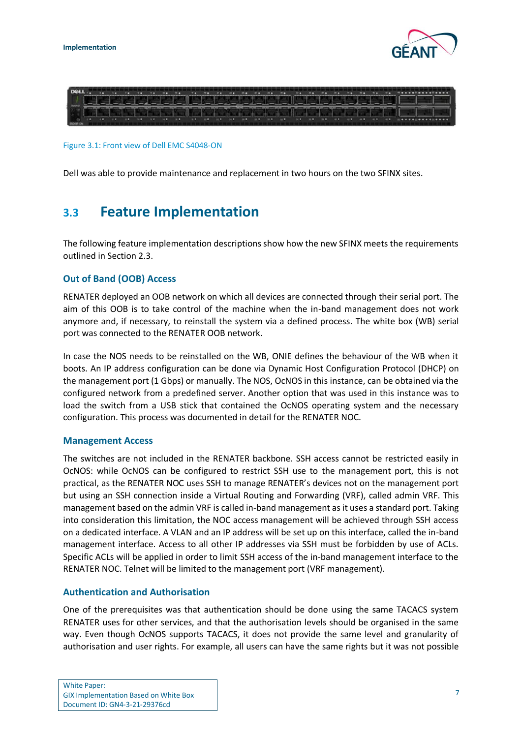Figure 3.1: Front view of Dell EMC S4048-ON

Dell was able to provide maintenance and replacement in two hours on the two SFINX sites.

## 3.3 Feature Implementation

The following feature implementation descriptions show how the new SFINX meets the requirements outlined in Section 2.3.

### Out of Band (OOB) Access

RENATER deployed an OOB network on which all devices are connected through their serial port. The aim of this OOB is to take control of the machine when the in-band management does not work anymore and, if necessary, to reinstall the system via a defined process. The white box (WB) serial port was connected to the RENATER OOB network.

In case the NOS needs to be reinstalled on the WB, ONIE defines the behaviour of the WB when it boots. An IP address configuration can be done via Dynamic Host Configuration Protocol (DHCP) on the management port (1 Gbps) or manually. The NOS, OcNOS in this instance, can be obtained via the configured network from a predefined server. Another option that was used in this instance was to load the switch from a USB stick that contained the OcNOS operating system and the necessary configuration. This process was documented in detail for the RENATER NOC.

### Management Access

The switches are not included in the RENATER backbone. SSH access cannot be restricted easily in OcNOS: while OcNOS can be configured to restrict SSH use to the management port, this is not practical, as the RENATER NOC uses SSH to manage RENATER's devices not on the management port but using an SSH connection inside a Virtual Routing and Forwarding (VRF), called admin VRF. This management based on the admin VRF is called in-band management as it uses a standard port. Taking into consideration this limitation, the NOC access management will be achieved through SSH access on a dedicated interface. A VLAN and an IP address will be set up on this interface, called the in-band management interface. Access to all other IP addresses via SSH must be forbidden by use of ACLs. Specific ACLs will be applied in order to limit SSH access of the in-band management interface to the RENATER NOC. Telnet will be limited to the management port (VRF management).

### Authentication and Authorisation

One of the prerequisites was that authentication should be done using the same TACACS system RENATER uses for other services, and that the authorisation levels should be organised in the same way. Even though OcNOS supports TACACS, it does not provide the same level and granularity of authorisation and user rights. For example, all users can have the same rights but it was not possible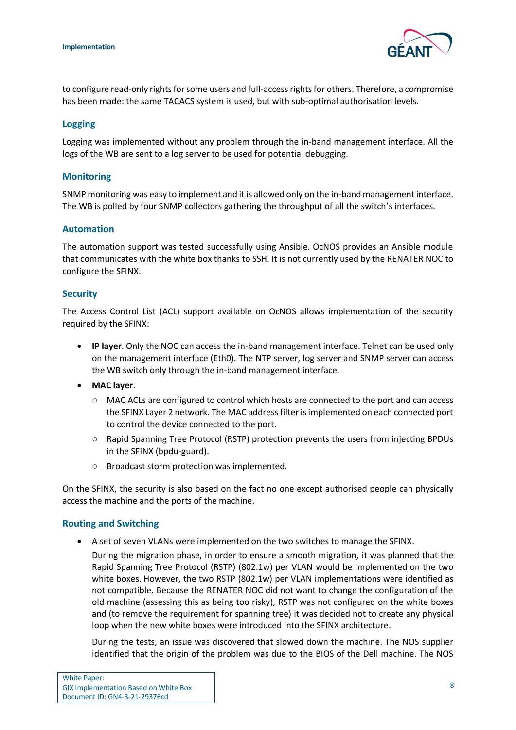to configure read-only rights for some users and full-access rights for others. Therefore, a compromise has been made: the same TACACS system is used, but with sub-optimal authorisation levels.

### Logging

Logging was implemented without any problem through the in-band management interface. All the logs of the WB are sent to a log server to be used for potential debugging.

### Monitoring

SNMP monitoring was easy to implement and it is allowed only on the in-band management interface. The WB is polled by four SNMP collectors gathering the throughput of all the switch's interfaces.

### Automation

The automation support was tested successfully using Ansible. OcNOS provides an Ansible module that communicates with the white box thanks to SSH. It is not currently used by the RENATER NOC to configure the SFINX.

### Security

The Access Control List (ACL) support available on OcNOS allows implementation of the security required by the SFINX:

- **IP layer**. Only the NOC can access the in-band management interface. Telnet can be used only on the management interface (Eth0). The NTP server, log server and SNMP server can access the WB switch only through the in-band management interface.
- **MAC layer**.
  - MAC ACLs are configured to control which hosts are connected to the port and can access the SFINX Layer 2 network. The MAC address filter is implemented on each connected port to control the device connected to the port.
  - Rapid Spanning Tree Protocol (RSTP) protection prevents the users from injecting BPDUs in the SFINX (bpdu-guard).
  - Broadcast storm protection was implemented.

On the SFINX, the security is also based on the fact no one except authorised people can physically access the machine and the ports of the machine.

### Routing and Switching

- A set of seven VLANs were implemented on the two switches to manage the SFINX.

  During the migration phase, in order to ensure a smooth migration, it was planned that the Rapid Spanning Tree Protocol (RSTP) (802.1w) per VLAN would be implemented on the two white boxes. However, the two RSTP (802.1w) per VLAN implementations were identified as not compatible. Because the RENATER NOC did not want to change the configuration of the old machine (assessing this as being too risky), RSTP was not configured on the white boxes and (to remove the requirement for spanning tree) it was decided not to create any physical loop when the new white boxes were introduced into the SFINX architecture.

  During the tests, an issue was discovered that slowed down the machine. The NOS supplier identified that the origin of the problem was due to the BIOS of the Dell machine. The NOS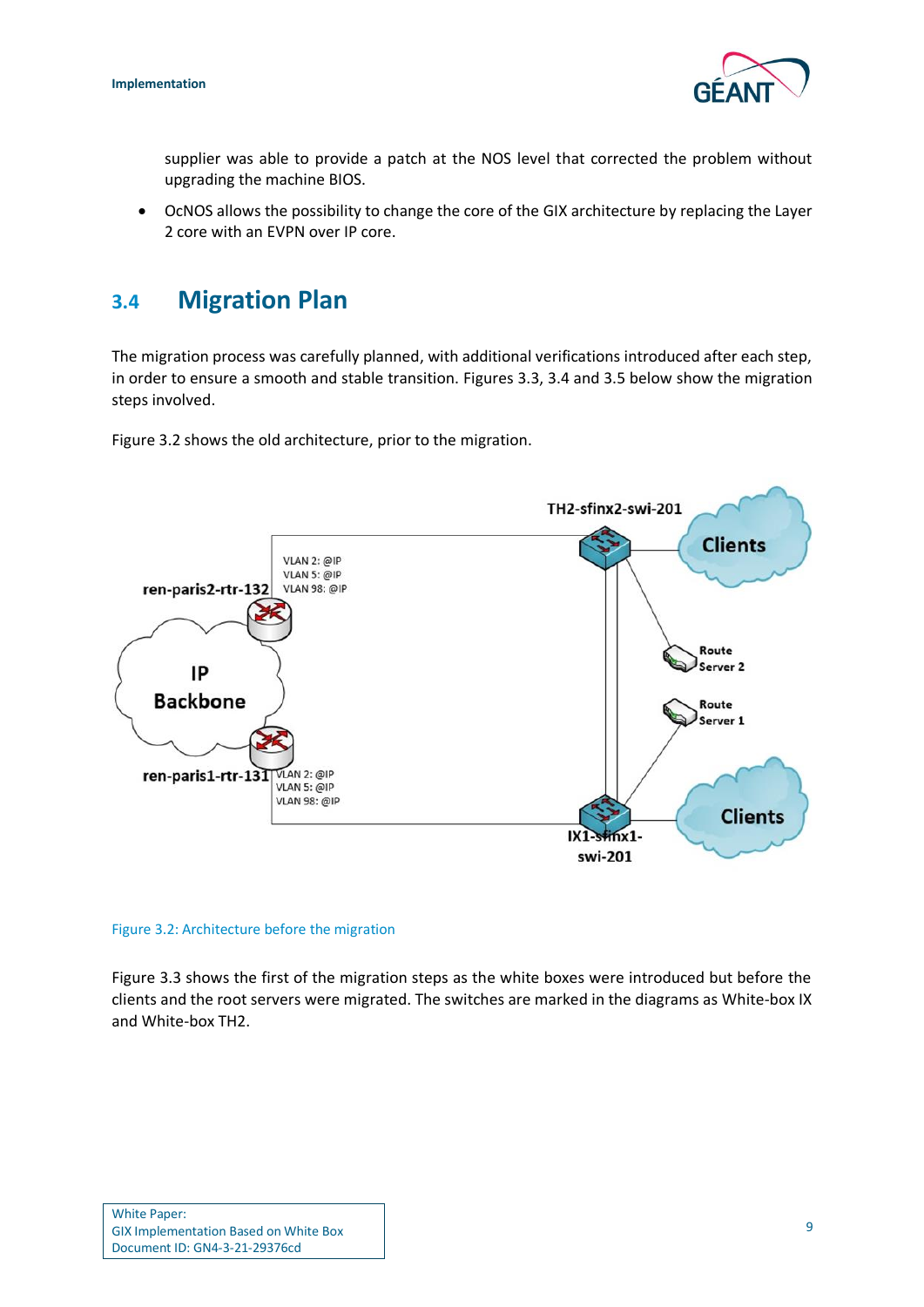supplier was able to provide a patch at the NOS level that corrected the problem without upgrading the machine BIOS.

- OcNOS allows the possibility to change the core of the GIX architecture by replacing the Layer 2 core with an EVPN over IP core.

## 3.4 Migration Plan

The migration process was carefully planned, with additional verifications introduced after each step, in order to ensure a smooth and stable transition. Figures 3.3, 3.4 and 3.5 below show the migration steps involved.

Figure 3.2 shows the old architecture, prior to the migration.

Figure 3.2: Architecture before the migration

Figure 3.3 shows the first of the migration steps as the white boxes were introduced but before the clients and the root servers were migrated. The switches are marked in the diagrams as White-box IX and White-box TH2.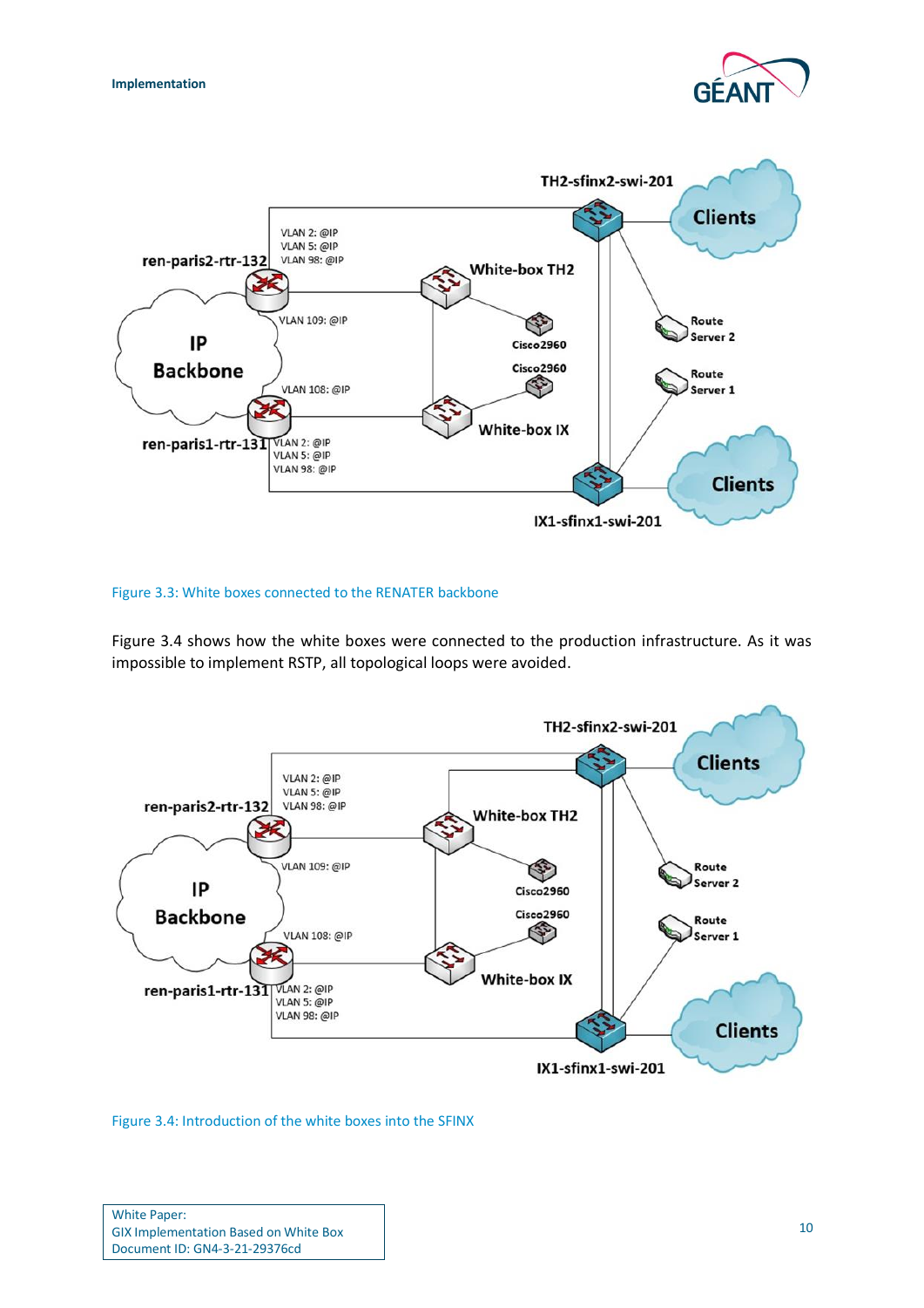Figure 3.3: White boxes connected to the RENATER backbone

Figure 3.4 shows how the white boxes were connected to the production infrastructure. As it was impossible to implement RSTP, all topological loops were avoided.

Figure 3.4: Introduction of the white boxes into the SFINX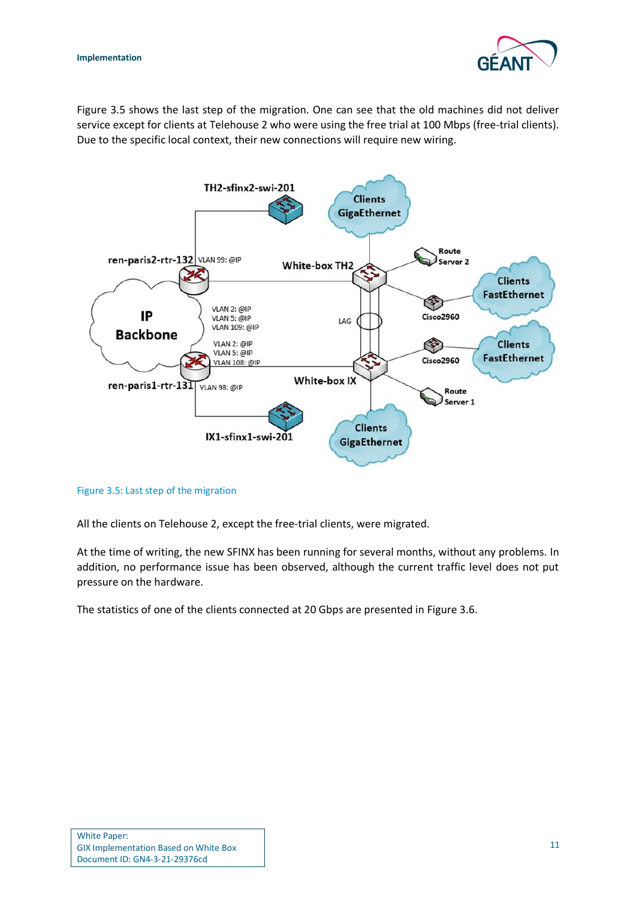Figure 3.5 shows the last step of the migration. One can see that the old machines did not deliver service except for clients at Telehouse 2 who were using the free trial at 100 Mbps (free-trial clients). Due to the specific local context, their new connections will require new wiring.

Figure 3.5: Last step of the migration

All the clients on Telehouse 2, except the free-trial clients, were migrated.

At the time of writing, the new SFINX has been running for several months, without any problems. In addition, no performance issue has been observed, although the current traffic level does not put pressure on the hardware.

The statistics of one of the clients connected at 20 Gbps are presented in Figure 3.6.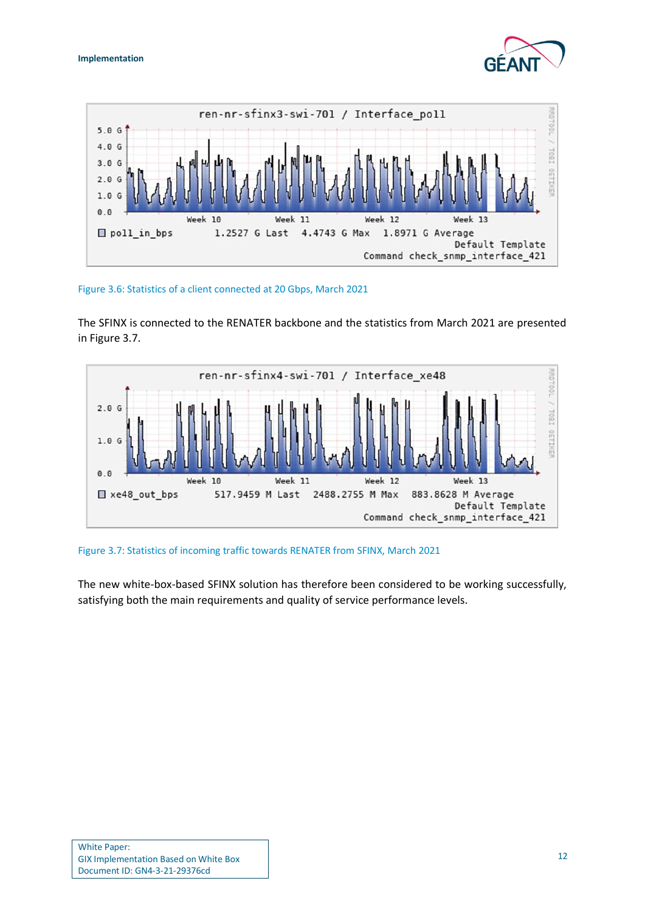Figure 3.6: Statistics of a client connected at 20 Gbps, March 2021

The SFINX is connected to the RENATER backbone and the statistics from March 2021 are presented in Figure 3.7.

Figure 3.7: Statistics of incoming traffic towards RENATER from SFINX, March 2021

The new white-box-based SFINX solution has therefore been considered to be working successfully, satisfying both the main requirements and quality of service performance levels.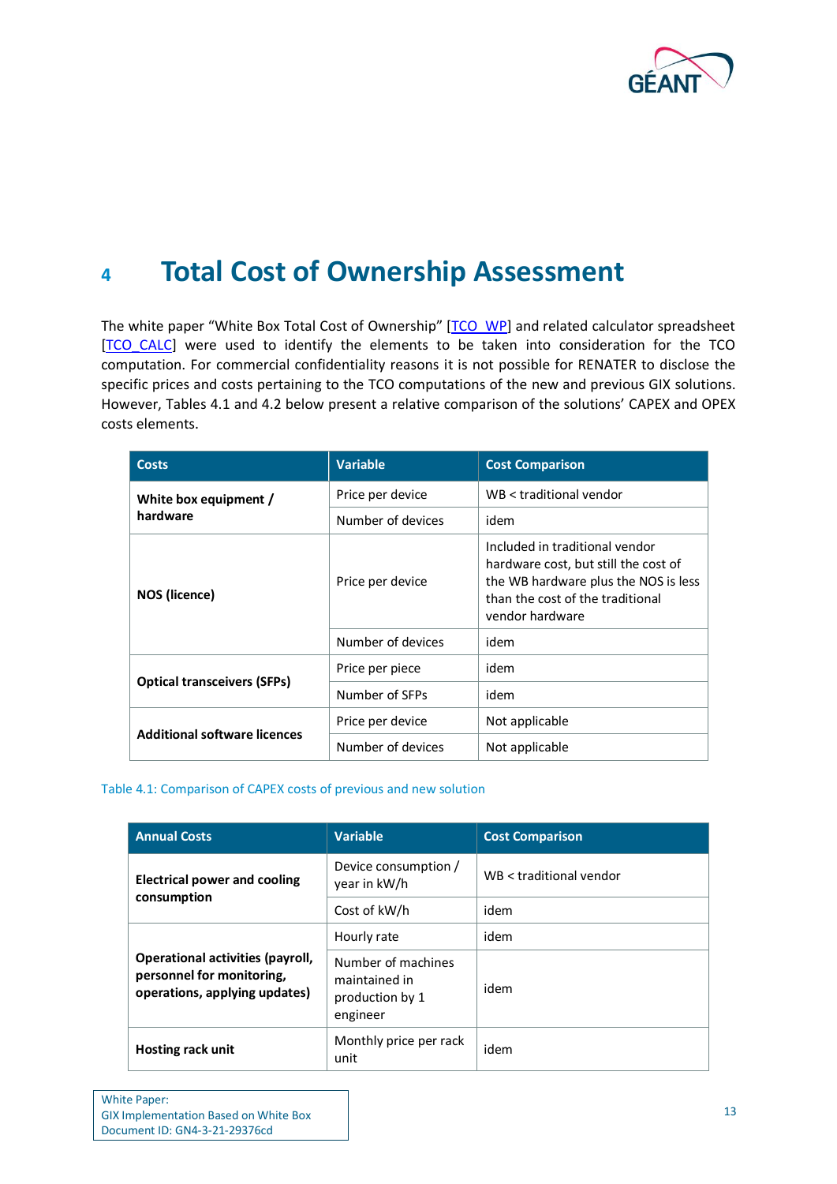# 4 Total Cost of Ownership Assessment

The white paper "White Box Total Cost of Ownership" [TCO_WP] and related calculator spreadsheet [TCO_CALC] were used to identify the elements to be taken into consideration for the TCO computation. For commercial confidentiality reasons it is not possible for RENATER to disclose the specific prices and costs pertaining to the TCO computations of the new and previous GIX solutions. However, Tables 4.1 and 4.2 below present a relative comparison of the solutions' CAPEX and OPEX costs elements.

| Costs | Variable | Cost Comparison |
|---|---|---|
| **White box equipment / hardware** | Price per device | WB < traditional vendor |
| | Number of devices | idem |
| **NOS (licence)** | Price per device | Included in traditional vendor hardware cost, but still the cost of the WB hardware plus the NOS is less than the cost of the traditional vendor hardware |
| | Number of devices | idem |
| **Optical transceivers (SFPs)** | Price per piece | idem |
| | Number of SFPs | idem |
| **Additional software licences** | Price per device | Not applicable |
| | Number of devices | Not applicable |

Table 4.1: Comparison of CAPEX costs of previous and new solution

| Annual Costs | Variable | Cost Comparison |
|---|---|---|
| **Electrical power and cooling consumption** | Device consumption / year in kW/h | WB < traditional vendor |
| | Cost of kW/h | idem |
| **Operational activities (payroll, personnel for monitoring, operations, applying updates)** | Hourly rate | idem |
| | Number of machines maintained in production by 1 engineer | idem |
| **Hosting rack unit** | Monthly price per rack unit | idem |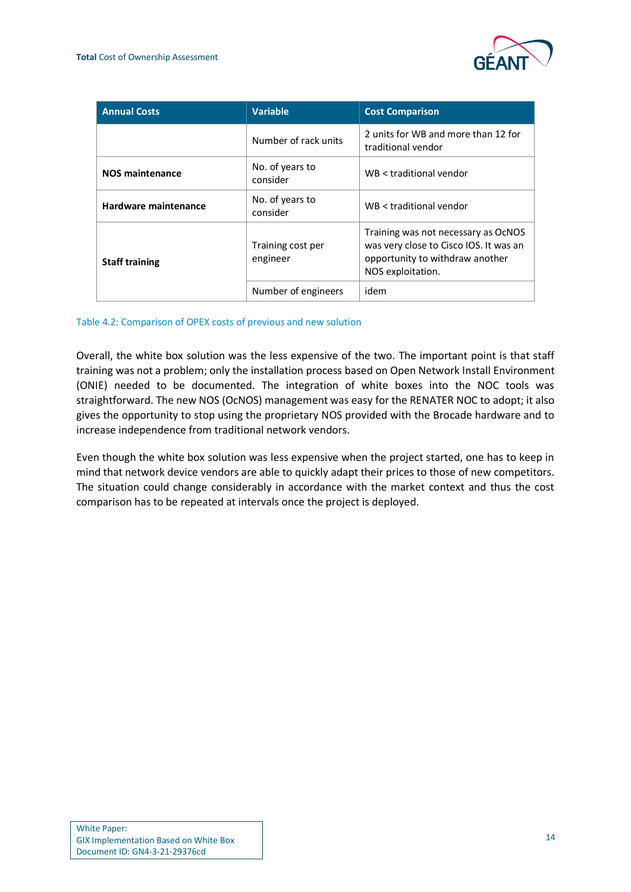| Annual Costs | Variable | Cost Comparison |
| --- | --- | --- |
| | Number of rack units | 2 units for WB and more than 12 for traditional vendor |
| **NOS maintenance** | No. of years to consider | WB < traditional vendor |
| **Hardware maintenance** | No. of years to consider | WB < traditional vendor |
| **Staff training** | Training cost per engineer | Training was not necessary as OcNOS was very close to Cisco IOS. It was an opportunity to withdraw another NOS exploitation. |
| | Number of engineers | idem |

Table 4.2: Comparison of OPEX costs of previous and new solution

Overall, the white box solution was the less expensive of the two. The important point is that staff training was not a problem; only the installation process based on Open Network Install Environment (ONIE) needed to be documented. The integration of white boxes into the NOC tools was straightforward. The new NOS (OcNOS) management was easy for the RENATER NOC to adopt; it also gives the opportunity to stop using the proprietary NOS provided with the Brocade hardware and to increase independence from traditional network vendors.

Even though the white box solution was less expensive when the project started, one has to keep in mind that network device vendors are able to quickly adapt their prices to those of new competitors. The situation could change considerably in accordance with the market context and thus the cost comparison has to be repeated at intervals once the project is deployed.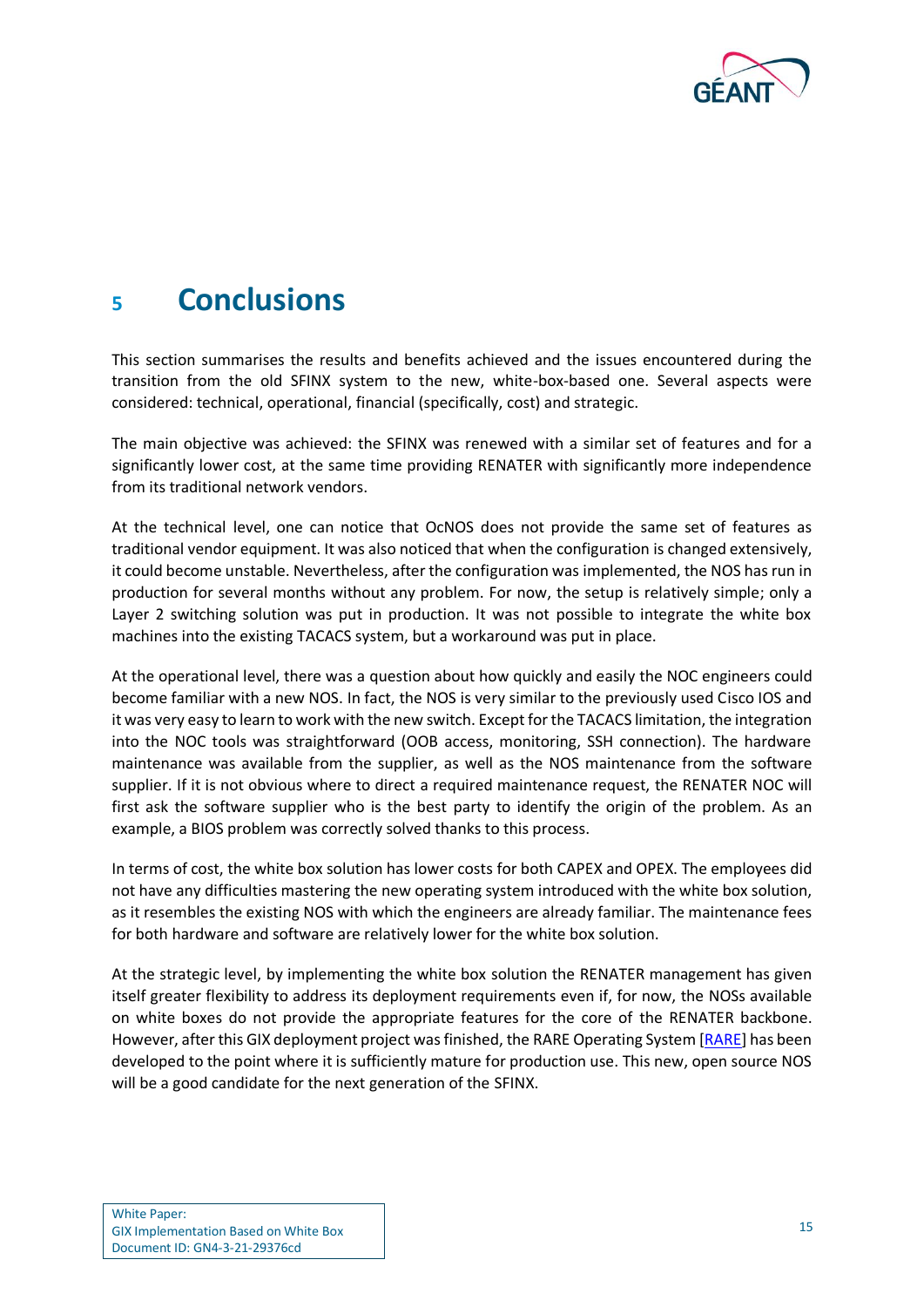# 5 Conclusions

This section summarises the results and benefits achieved and the issues encountered during the transition from the old SFINX system to the new, white-box-based one. Several aspects were considered: technical, operational, financial (specifically, cost) and strategic.

The main objective was achieved: the SFINX was renewed with a similar set of features and for a significantly lower cost, at the same time providing RENATER with significantly more independence from its traditional network vendors.

At the technical level, one can notice that OcNOS does not provide the same set of features as traditional vendor equipment. It was also noticed that when the configuration is changed extensively, it could become unstable. Nevertheless, after the configuration was implemented, the NOS has run in production for several months without any problem. For now, the setup is relatively simple; only a Layer 2 switching solution was put in production. It was not possible to integrate the white box machines into the existing TACACS system, but a workaround was put in place.

At the operational level, there was a question about how quickly and easily the NOC engineers could become familiar with a new NOS. In fact, the NOS is very similar to the previously used Cisco IOS and it was very easy to learn to work with the new switch. Except for the TACACS limitation, the integration into the NOC tools was straightforward (OOB access, monitoring, SSH connection). The hardware maintenance was available from the supplier, as well as the NOS maintenance from the software supplier. If it is not obvious where to direct a required maintenance request, the RENATER NOC will first ask the software supplier who is the best party to identify the origin of the problem. As an example, a BIOS problem was correctly solved thanks to this process.

In terms of cost, the white box solution has lower costs for both CAPEX and OPEX. The employees did not have any difficulties mastering the new operating system introduced with the white box solution, as it resembles the existing NOS with which the engineers are already familiar. The maintenance fees for both hardware and software are relatively lower for the white box solution.

At the strategic level, by implementing the white box solution the RENATER management has given itself greater flexibility to address its deployment requirements even if, for now, the NOSs available on white boxes do not provide the appropriate features for the core of the RENATER backbone. However, after this GIX deployment project was finished, the RARE Operating System [RARE] has been developed to the point where it is sufficiently mature for production use. This new, open source NOS will be a good candidate for the next generation of the SFINX.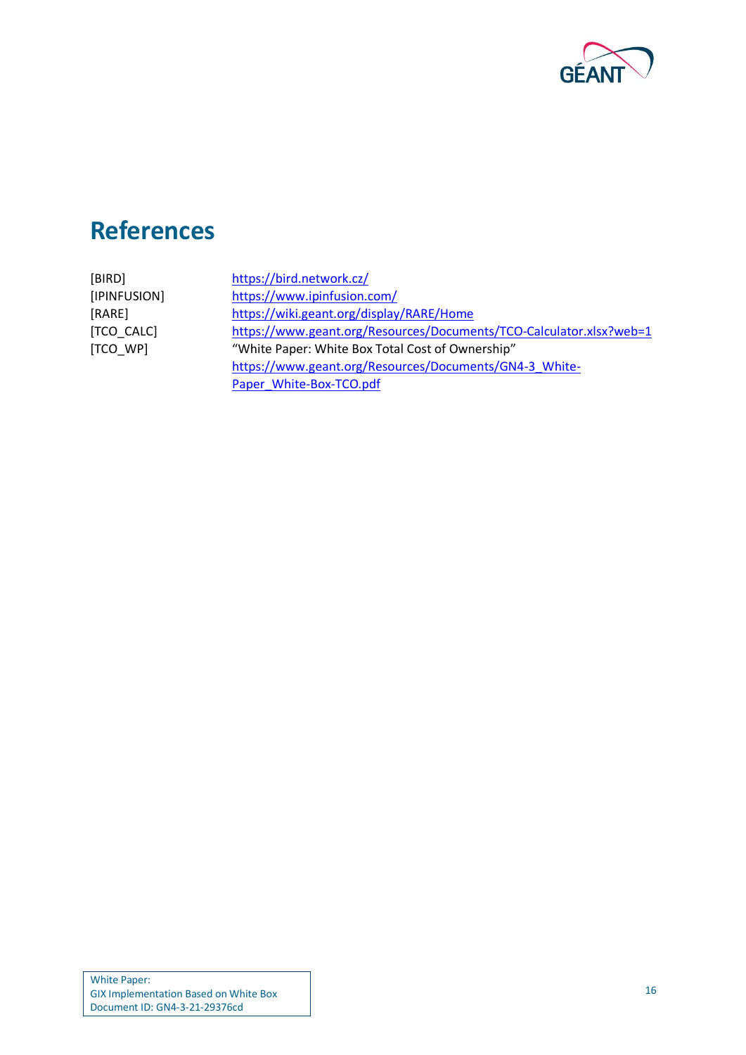# References

| | |
|---|---|
| [BIRD] | https://bird.network.cz/ |
| [IPINFUSION] | https://www.ipinfusion.com/ |
| [RARE] | https://wiki.geant.org/display/RARE/Home |
| [TCO_CALC] | https://www.geant.org/Resources/Documents/TCO-Calculator.xlsx?web=1 |
| [TCO_WP] | "White Paper: White Box Total Cost of Ownership" https://www.geant.org/Resources/Documents/GN4-3_White-Paper_White-Box-TCO.pdf |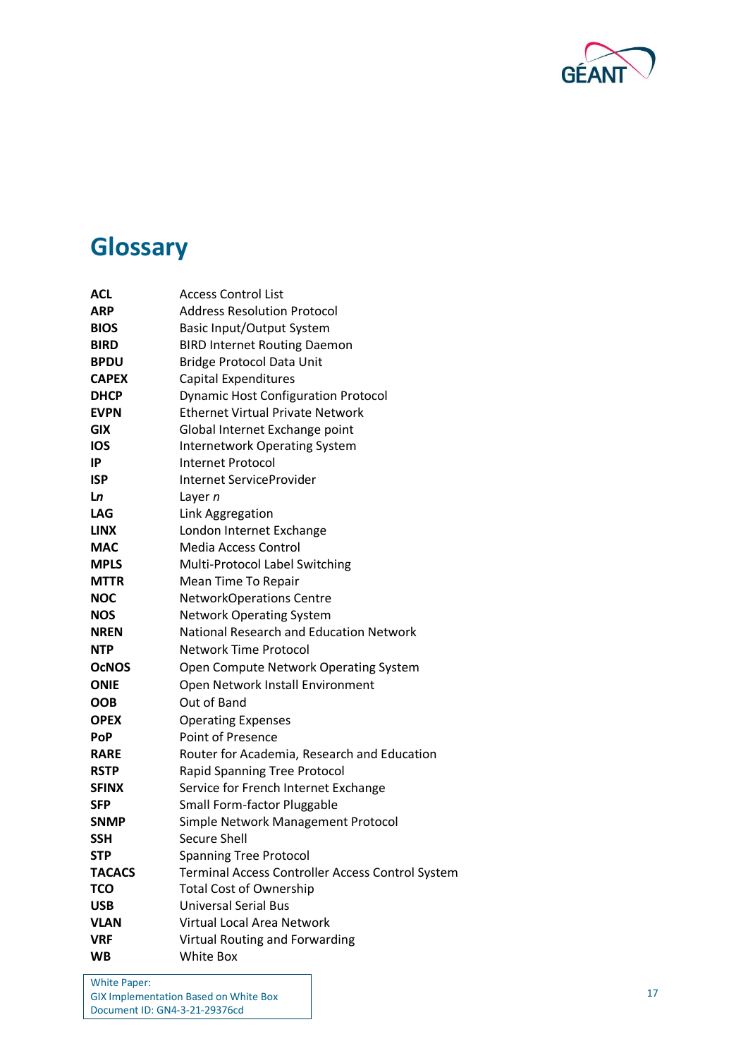# Glossary

| | |
|---|---|
| **ACL** | Access Control List |
| **ARP** | Address Resolution Protocol |
| **BIOS** | Basic Input/Output System |
| **BIRD** | BIRD Internet Routing Daemon |
| **BPDU** | Bridge Protocol Data Unit |
| **CAPEX** | Capital Expenditures |
| **DHCP** | Dynamic Host Configuration Protocol |
| **EVPN** | Ethernet Virtual Private Network |
| **GIX** | Global Internet Exchange point |
| **IOS** | Internetwork Operating System |
| **IP** | Internet Protocol |
| **ISP** | Internet ServiceProvider |
| **L*n*** | Layer *n* |
| **LAG** | Link Aggregation |
| **LINX** | London Internet Exchange |
| **MAC** | Media Access Control |
| **MPLS** | Multi-Protocol Label Switching |
| **MTTR** | Mean Time To Repair |
| **NOC** | NetworkOperations Centre |
| **NOS** | Network Operating System |
| **NREN** | National Research and Education Network |
| **NTP** | Network Time Protocol |
| **OcNOS** | Open Compute Network Operating System |
| **ONIE** | Open Network Install Environment |
| **OOB** | Out of Band |
| **OPEX** | Operating Expenses |
| **PoP** | Point of Presence |
| **RARE** | Router for Academia, Research and Education |
| **RSTP** | Rapid Spanning Tree Protocol |
| **SFINX** | Service for French Internet Exchange |
| **SFP** | Small Form-factor Pluggable |
| **SNMP** | Simple Network Management Protocol |
| **SSH** | Secure Shell |
| **STP** | Spanning Tree Protocol |
| **TACACS** | Terminal Access Controller Access Control System |
| **TCO** | Total Cost of Ownership |
| **USB** | Universal Serial Bus |
| **VLAN** | Virtual Local Area Network |
| **VRF** | Virtual Routing and Forwarding |
| **WB** | White Box |